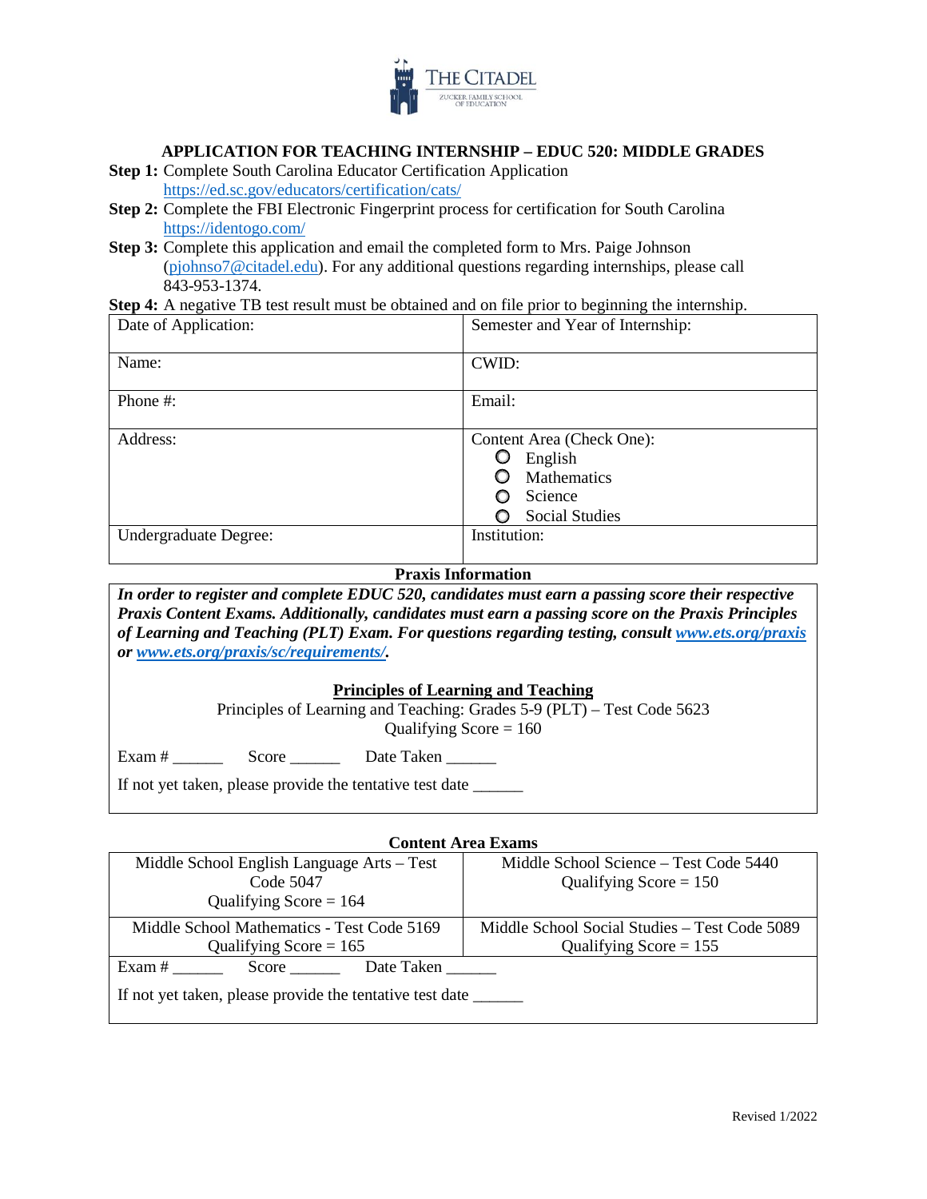THE CITADEL
ZUCKER FAMILY SCHOOL OF EDUCATION

# APPLICATION FOR TEACHING INTERNSHIP – EDUC 520: MIDDLE GRADES

**Step 1:** Complete South Carolina Educator Certification Application https://ed.sc.gov/educators/certification/cats/

**Step 2:** Complete the FBI Electronic Fingerprint process for certification for South Carolina https://identogo.com/

**Step 3:** Complete this application and email the completed form to Mrs. Paige Johnson (pjohnso7@citadel.edu). For any additional questions regarding internships, please call 843-953-1374.

**Step 4:** A negative TB test result must be obtained and on file prior to beginning the internship.

| Date of Application: | Semester and Year of Internship: |
|---|---|
| Name: | CWID: |
| Phone #: | Email: |
| Address: | Content Area (Check One):<br>○ English<br>○ Mathematics<br>○ Science<br>○ Social Studies |
| Undergraduate Degree: | Institution: |

## Praxis Information

***In order to register and complete EDUC 520, candidates must earn a passing score their respective Praxis Content Exams. Additionally, candidates must earn a passing score on the Praxis Principles of Learning and Teaching (PLT) Exam. For questions regarding testing, consult www.ets.org/praxis or www.ets.org/praxis/sc/requirements/.***

### Principles of Learning and Teaching

Principles of Learning and Teaching: Grades 5-9 (PLT) – Test Code 5623
Qualifying Score = 160

Exam # ______ Score ______ Date Taken ______

If not yet taken, please provide the tentative test date ______

## Content Area Exams

| Middle School English Language Arts – Test Code 5047<br>Qualifying Score = 164 | Middle School Science – Test Code 5440<br>Qualifying Score = 150 |
|---|---|
| Middle School Mathematics - Test Code 5169<br>Qualifying Score = 165 | Middle School Social Studies – Test Code 5089<br>Qualifying Score = 155 |

Exam # ______ Score ______ Date Taken ______

If not yet taken, please provide the tentative test date ______

Revised 1/2022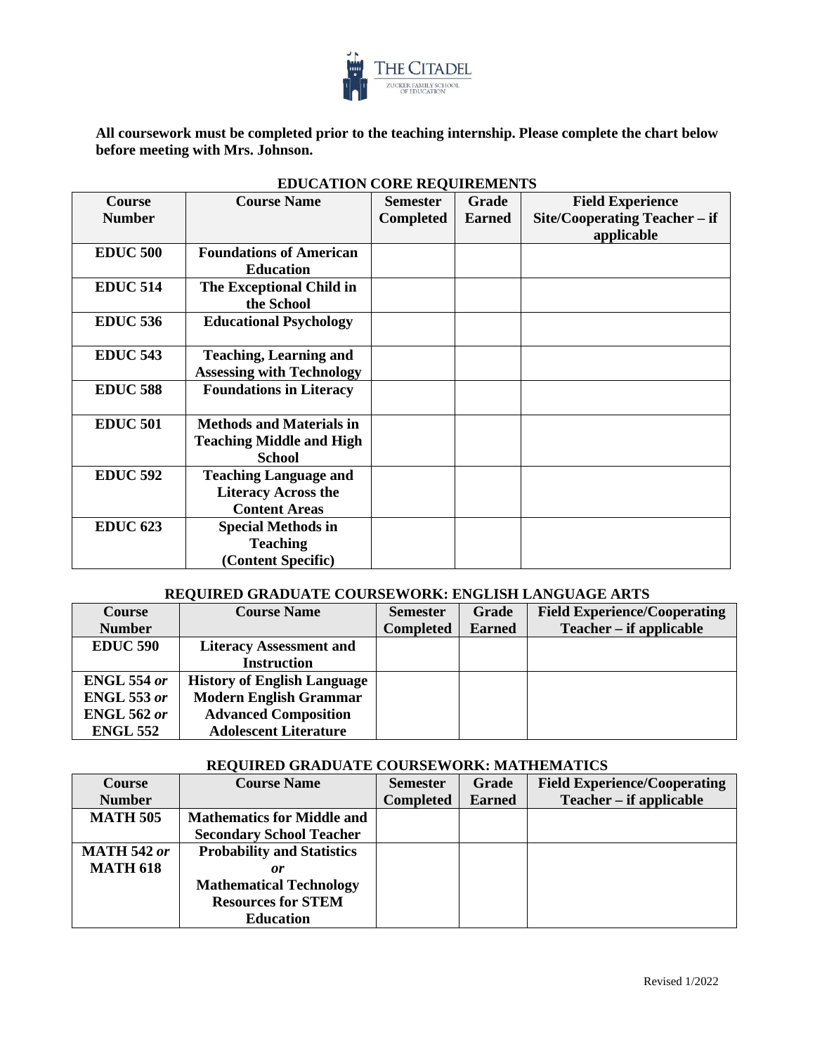**All coursework must be completed prior to the teaching internship. Please complete the chart below before meeting with Mrs. Johnson.**

## EDUCATION CORE REQUIREMENTS

| Course Number | Course Name | Semester Completed | Grade Earned | Field Experience Site/Cooperating Teacher – if applicable |
|---|---|---|---|---|
| **EDUC 500** | **Foundations of American Education** | | | |
| **EDUC 514** | **The Exceptional Child in the School** | | | |
| **EDUC 536** | **Educational Psychology** | | | |
| **EDUC 543** | **Teaching, Learning and Assessing with Technology** | | | |
| **EDUC 588** | **Foundations in Literacy** | | | |
| **EDUC 501** | **Methods and Materials in Teaching Middle and High School** | | | |
| **EDUC 592** | **Teaching Language and Literacy Across the Content Areas** | | | |
| **EDUC 623** | **Special Methods in Teaching (Content Specific)** | | | |

## REQUIRED GRADUATE COURSEWORK: ENGLISH LANGUAGE ARTS

| Course Number | Course Name | Semester Completed | Grade Earned | Field Experience/Cooperating Teacher – if applicable |
|---|---|---|---|---|
| **EDUC 590** | **Literacy Assessment and Instruction** | | | |
| **ENGL 554** ***or*** **ENGL 553** ***or*** **ENGL 562** ***or*** **ENGL 552** | **History of English Language Modern English Grammar Advanced Composition Adolescent Literature** | | | |

## REQUIRED GRADUATE COURSEWORK: MATHEMATICS

| Course Number | Course Name | Semester Completed | Grade Earned | Field Experience/Cooperating Teacher – if applicable |
|---|---|---|---|---|
| **MATH 505** | **Mathematics for Middle and Secondary School Teacher** | | | |
| **MATH 542** ***or*** **MATH 618** | **Probability and Statistics** ***or*** **Mathematical Technology Resources for STEM Education** | | | |

Revised 1/2022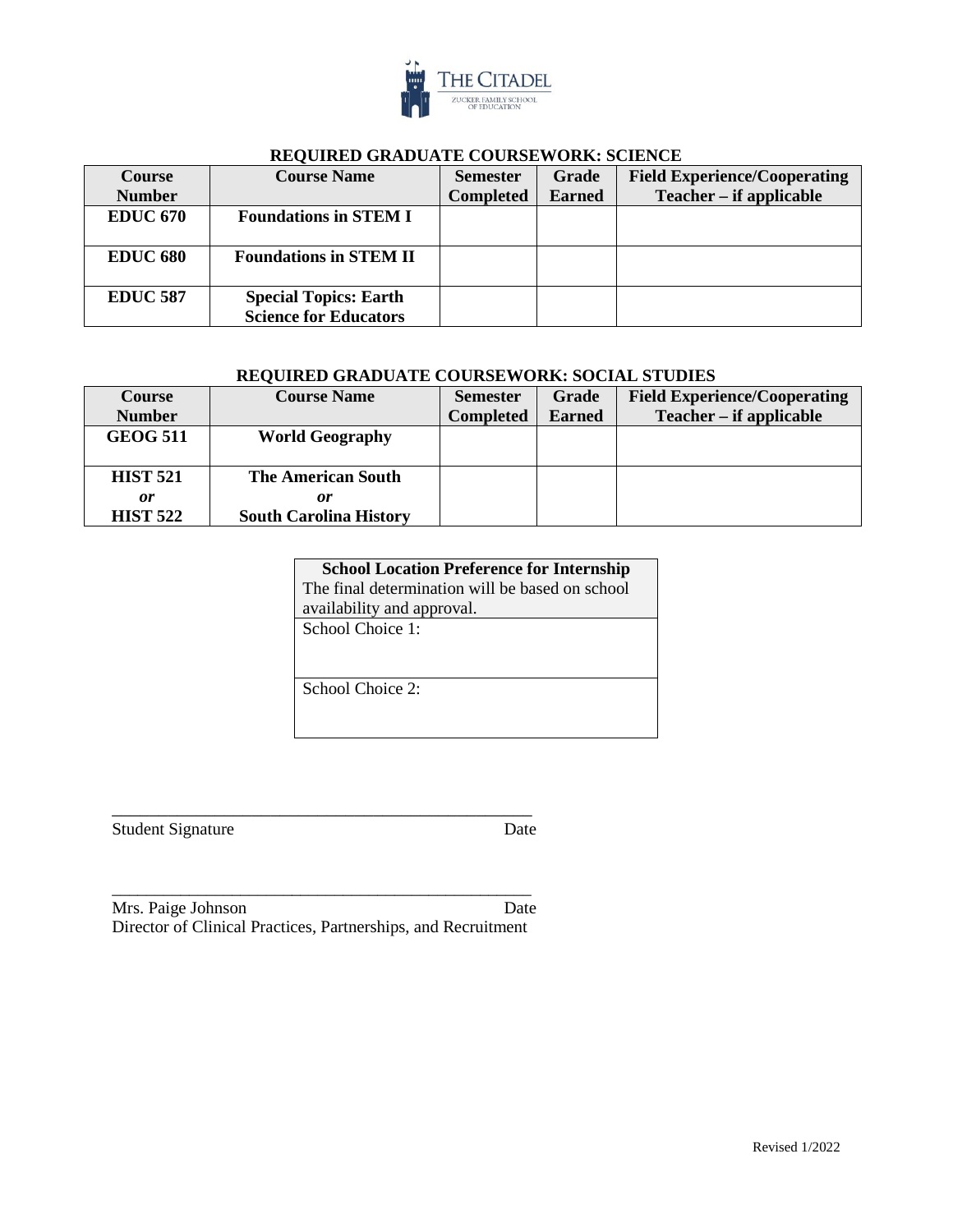**REQUIRED GRADUATE COURSEWORK: SCIENCE**

| Course Number | Course Name | Semester Completed | Grade Earned | Field Experience/Cooperating Teacher – if applicable |
|---|---|---|---|---|
| **EDUC 670** | **Foundations in STEM I** | | | |
| **EDUC 680** | **Foundations in STEM II** | | | |
| **EDUC 587** | **Special Topics: Earth Science for Educators** | | | |

**REQUIRED GRADUATE COURSEWORK: SOCIAL STUDIES**

| Course Number | Course Name | Semester Completed | Grade Earned | Field Experience/Cooperating Teacher – if applicable |
|---|---|---|---|---|
| **GEOG 511** | **World Geography** | | | |
| **HIST 521** ***or*** **HIST 522** | **The American South** ***or*** **South Carolina History** | | | |

| **School Location Preference for Internship** The final determination will be based on school availability and approval. |
|---|
| School Choice 1: |
| School Choice 2: |

\_\_\_\_\_\_\_\_\_\_\_\_\_\_\_\_\_\_\_\_\_\_\_\_\_\_\_\_\_\_\_\_\_\_\_\_\_\_\_\_\_\_\_\_\_\_\_\_

Student Signature Date

\_\_\_\_\_\_\_\_\_\_\_\_\_\_\_\_\_\_\_\_\_\_\_\_\_\_\_\_\_\_\_\_\_\_\_\_\_\_\_\_\_\_\_\_\_\_\_\_

Mrs. Paige Johnson Date
Director of Clinical Practices, Partnerships, and Recruitment

Revised 1/2022